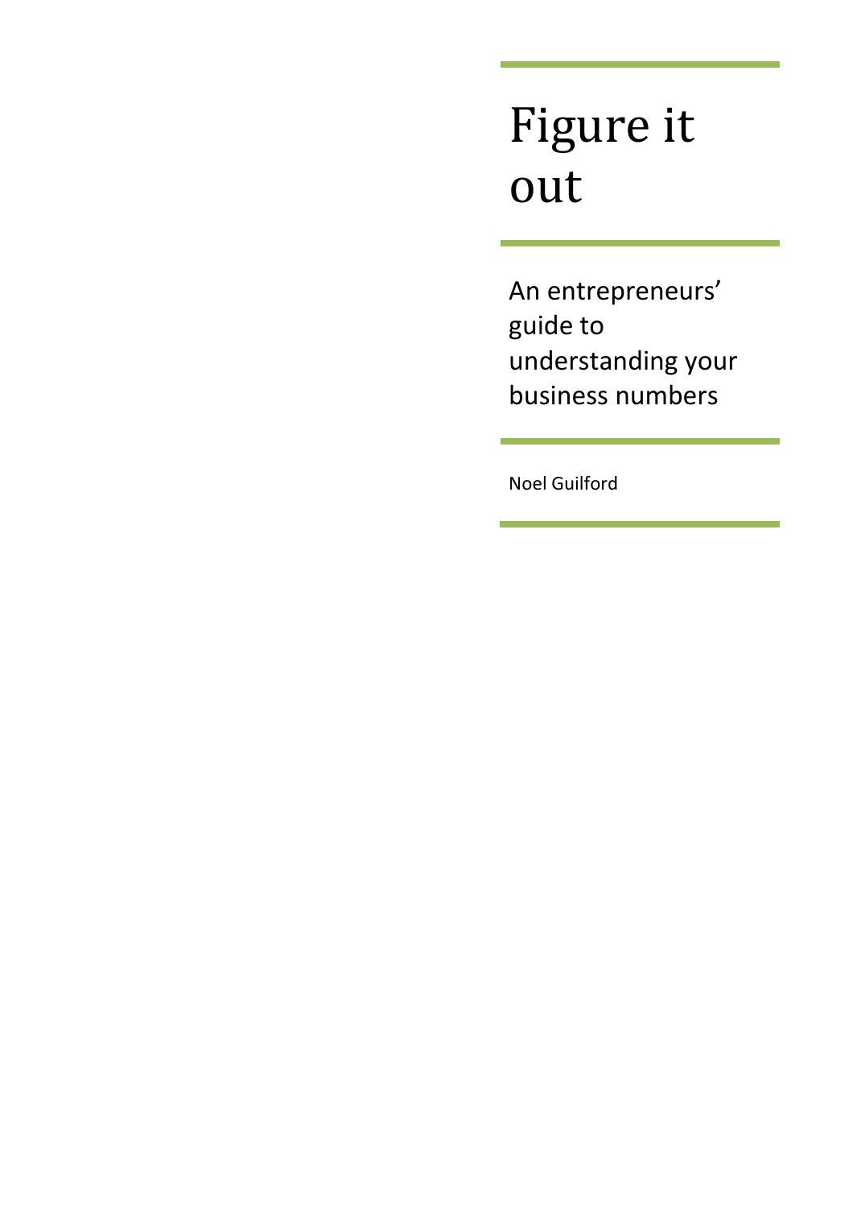# Figure it out

## An entrepreneurs' guide to understanding your business numbers

Noel Guilford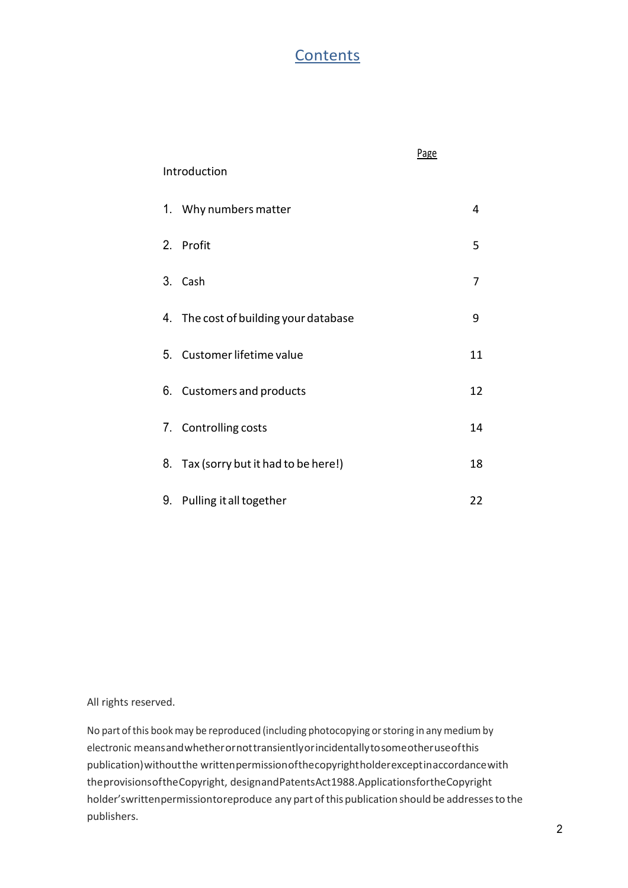# Contents

| | Page |
|---|---|
| Introduction | |
| 1. Why numbers matter | 4 |
| 2. Profit | 5 |
| 3. Cash | 7 |
| 4. The cost of building your database | 9 |
| 5. Customer lifetime value | 11 |
| 6. Customers and products | 12 |
| 7. Controlling costs | 14 |
| 8. Tax (sorry but it had to be here!) | 18 |
| 9. Pulling it all together | 22 |

All rights reserved.

No part of this book may be reproduced (including photocopying or storing in any medium by electronic means and whether or not transiently or incidentally to some other use of this publication) without the written permission of the copyright holder except in accordance with the provisions of the Copyright, design and Patents Act 1988. Applications for the Copyright holder's written permission to reproduce any part of this publication should be addresses to the publishers.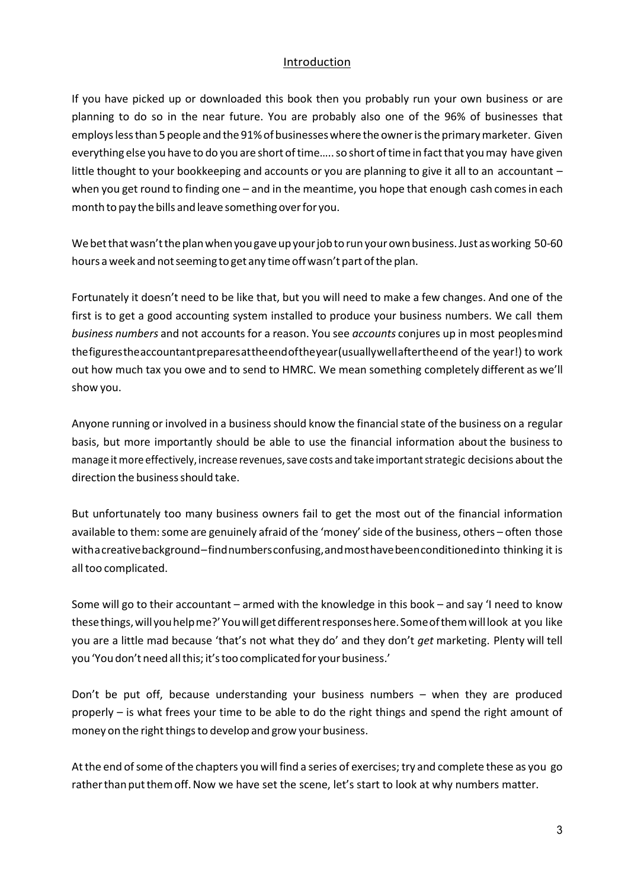## Introduction

If you have picked up or downloaded this book then you probably run your own business or are planning to do so in the near future. You are probably also one of the 96% of businesses that employs less than 5 people and the 91% of businesses where the owner is the primary marketer. Given everything else you have to do you are short of time….. so short of time in fact that you may have given little thought to your bookkeeping and accounts or you are planning to give it all to an accountant – when you get round to finding one – and in the meantime, you hope that enough cash comes in each month to pay the bills and leave something over for you.

We bet that wasn't the plan when you gave up your job to run your own business. Just as working 50-60 hours a week and not seeming to get any time off wasn't part of the plan.

Fortunately it doesn't need to be like that, but you will need to make a few changes. And one of the first is to get a good accounting system installed to produce your business numbers. We call them *business numbers* and not accounts for a reason. You see *accounts* conjures up in most peoples mind the figures the accountant prepares at the end of the year (usually well after the end of the year!) to work out how much tax you owe and to send to HMRC. We mean something completely different as we'll show you.

Anyone running or involved in a business should know the financial state of the business on a regular basis, but more importantly should be able to use the financial information about the business to manage it more effectively, increase revenues, save costs and take important strategic decisions about the direction the business should take.

But unfortunately too many business owners fail to get the most out of the financial information available to them: some are genuinely afraid of the 'money' side of the business, others – often those with a creative background – find numbers confusing, and most have been conditioned into thinking it is all too complicated.

Some will go to their accountant – armed with the knowledge in this book – and say 'I need to know these things, will you help me?' You will get different responses here. Some of them will look at you like you are a little mad because 'that's not what they do' and they don't *get* marketing. Plenty will tell you 'You don't need all this; it's too complicated for your business.'

Don't be put off, because understanding your business numbers – when they are produced properly – is what frees your time to be able to do the right things and spend the right amount of money on the right things to develop and grow your business.

At the end of some of the chapters you will find a series of exercises; try and complete these as you go rather than put them off. Now we have set the scene, let's start to look at why numbers matter.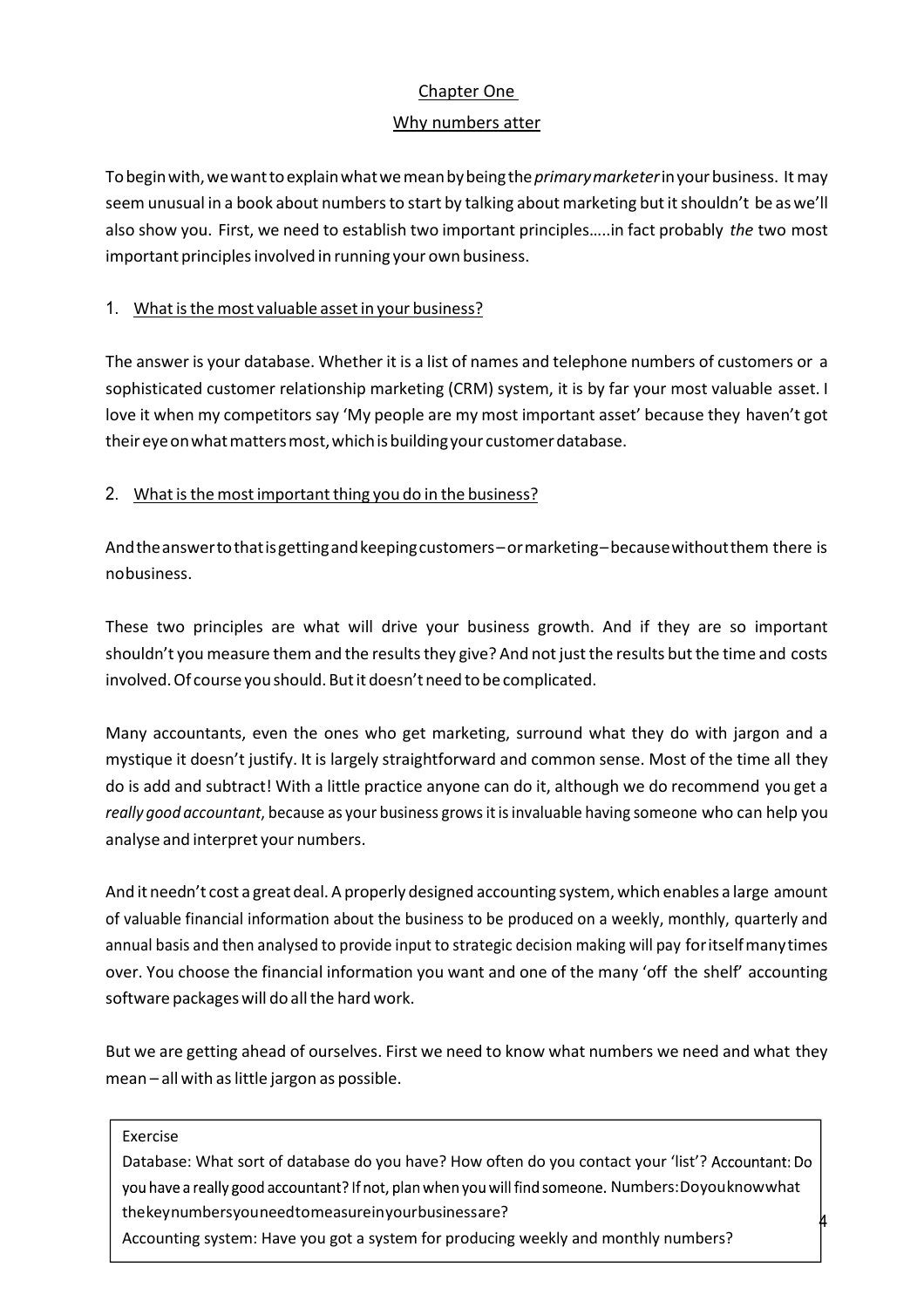# Chapter One

## Why numbers atter

To begin with, we want to explain what we mean by being the *primary marketer* in your business. It may seem unusual in a book about numbers to start by talking about marketing but it shouldn't be as we'll also show you. First, we need to establish two important principles…..in fact probably *the* two most important principles involved in running your own business.

### 1. What is the most valuable asset in your business?

The answer is your database. Whether it is a list of names and telephone numbers of customers or a sophisticated customer relationship marketing (CRM) system, it is by far your most valuable asset. I love it when my competitors say 'My people are my most important asset' because they haven't got their eye on what matters most, which is building your customer database.

### 2. What is the most important thing you do in the business?

And the answer to that is getting and keeping customers – or marketing – because without them there is no business.

These two principles are what will drive your business growth. And if they are so important shouldn't you measure them and the results they give? And not just the results but the time and costs involved. Of course you should. But it doesn't need to be complicated.

Many accountants, even the ones who get marketing, surround what they do with jargon and a mystique it doesn't justify. It is largely straightforward and common sense. Most of the time all they do is add and subtract! With a little practice anyone can do it, although we do recommend you get a *really good accountant*, because as your business grows it is invaluable having someone who can help you analyse and interpret your numbers.

And it needn't cost a great deal. A properly designed accounting system, which enables a large amount of valuable financial information about the business to be produced on a weekly, monthly, quarterly and annual basis and then analysed to provide input to strategic decision making will pay for itself many times over. You choose the financial information you want and one of the many 'off the shelf' accounting software packages will do all the hard work.

But we are getting ahead of ourselves. First we need to know what numbers we need and what they mean – all with as little jargon as possible.

> Exercise
>
> Database: What sort of database do you have? How often do you contact your 'list'? Accountant: Do you have a really good accountant? If not, plan when you will find someone. Numbers: Do you know what the key numbers you need to measure in your business are?
>
> Accounting system: Have you got a system for producing weekly and monthly numbers?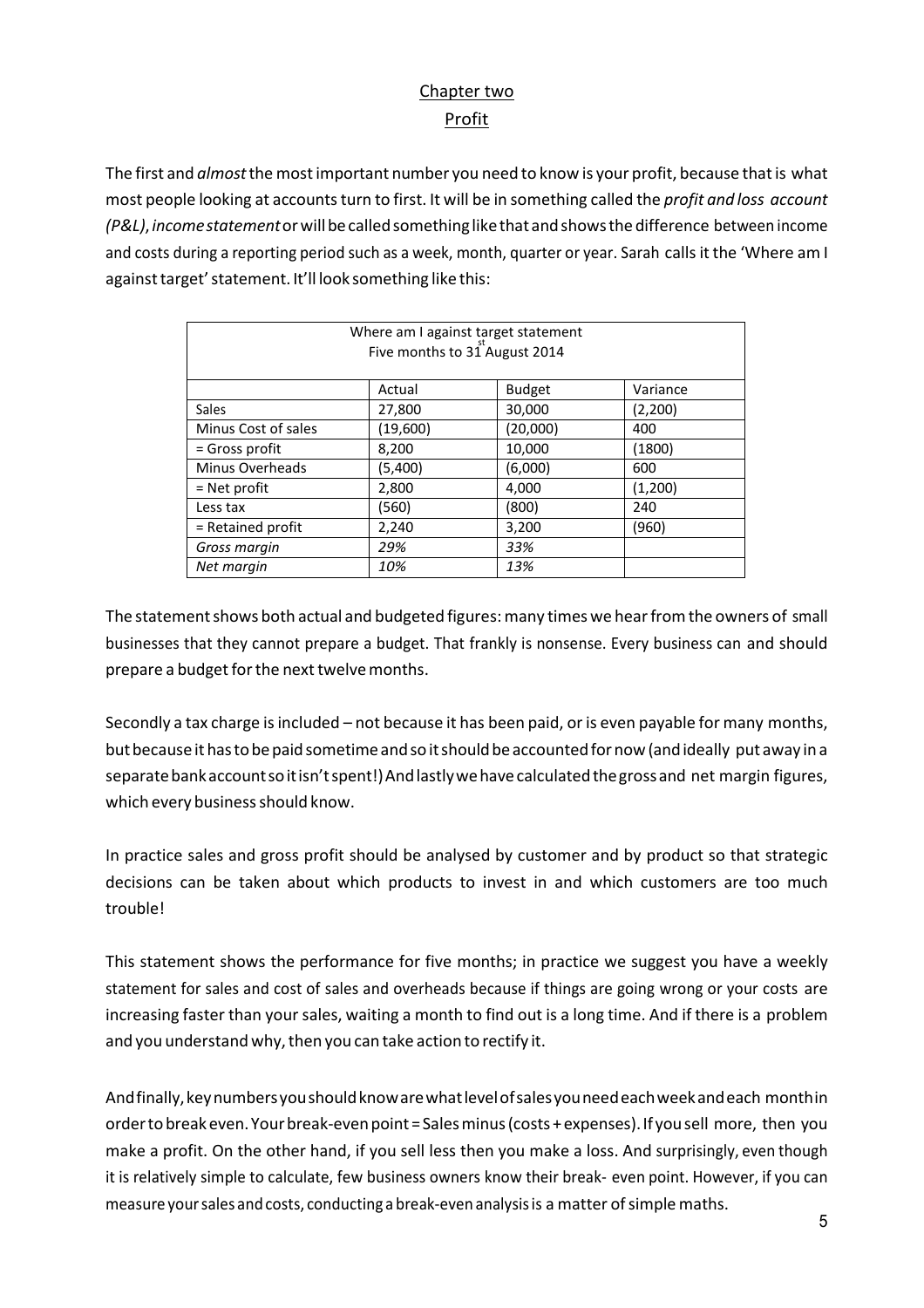# Chapter two

## Profit

The first and *almost* the most important number you need to know is your profit, because that is what most people looking at accounts turn to first. It will be in something called the *profit and loss account (P&L)*, *income statement* or will be called something like that and shows the difference between income and costs during a reporting period such as a week, month, quarter or year. Sarah calls it the 'Where am I against target' statement. It'll look something like this:

| Where am I against target statement<br>Five months to 31st August 2014 | | | |
|---|---|---|---|
| | Actual | Budget | Variance |
| Sales | 27,800 | 30,000 | (2,200) |
| Minus Cost of sales | (19,600) | (20,000) | 400 |
| = Gross profit | 8,200 | 10,000 | (1800) |
| Minus Overheads | (5,400) | (6,000) | 600 |
| = Net profit | 2,800 | 4,000 | (1,200) |
| Less tax | (560) | (800) | 240 |
| = Retained profit | 2,240 | 3,200 | (960) |
| *Gross margin* | *29%* | *33%* | |
| *Net margin* | *10%* | *13%* | |

The statement shows both actual and budgeted figures: many times we hear from the owners of small businesses that they cannot prepare a budget. That frankly is nonsense. Every business can and should prepare a budget for the next twelve months.

Secondly a tax charge is included – not because it has been paid, or is even payable for many months, but because it has to be paid sometime and so it should be accounted for now (and ideally put away in a separate bank account so it isn't spent!) And lastly we have calculated the gross and net margin figures, which every business should know.

In practice sales and gross profit should be analysed by customer and by product so that strategic decisions can be taken about which products to invest in and which customers are too much trouble!

This statement shows the performance for five months; in practice we suggest you have a weekly statement for sales and cost of sales and overheads because if things are going wrong or your costs are increasing faster than your sales, waiting a month to find out is a long time. And if there is a problem and you understand why, then you can take action to rectify it.

And finally, key numbers you should know are what level of sales you need each week and each month in order to break even. Your break-even point = Sales minus (costs + expenses). If you sell more, then you make a profit. On the other hand, if you sell less then you make a loss. And surprisingly, even though it is relatively simple to calculate, few business owners know their break- even point. However, if you can measure your sales and costs, conducting a break-even analysis is a matter of simple maths.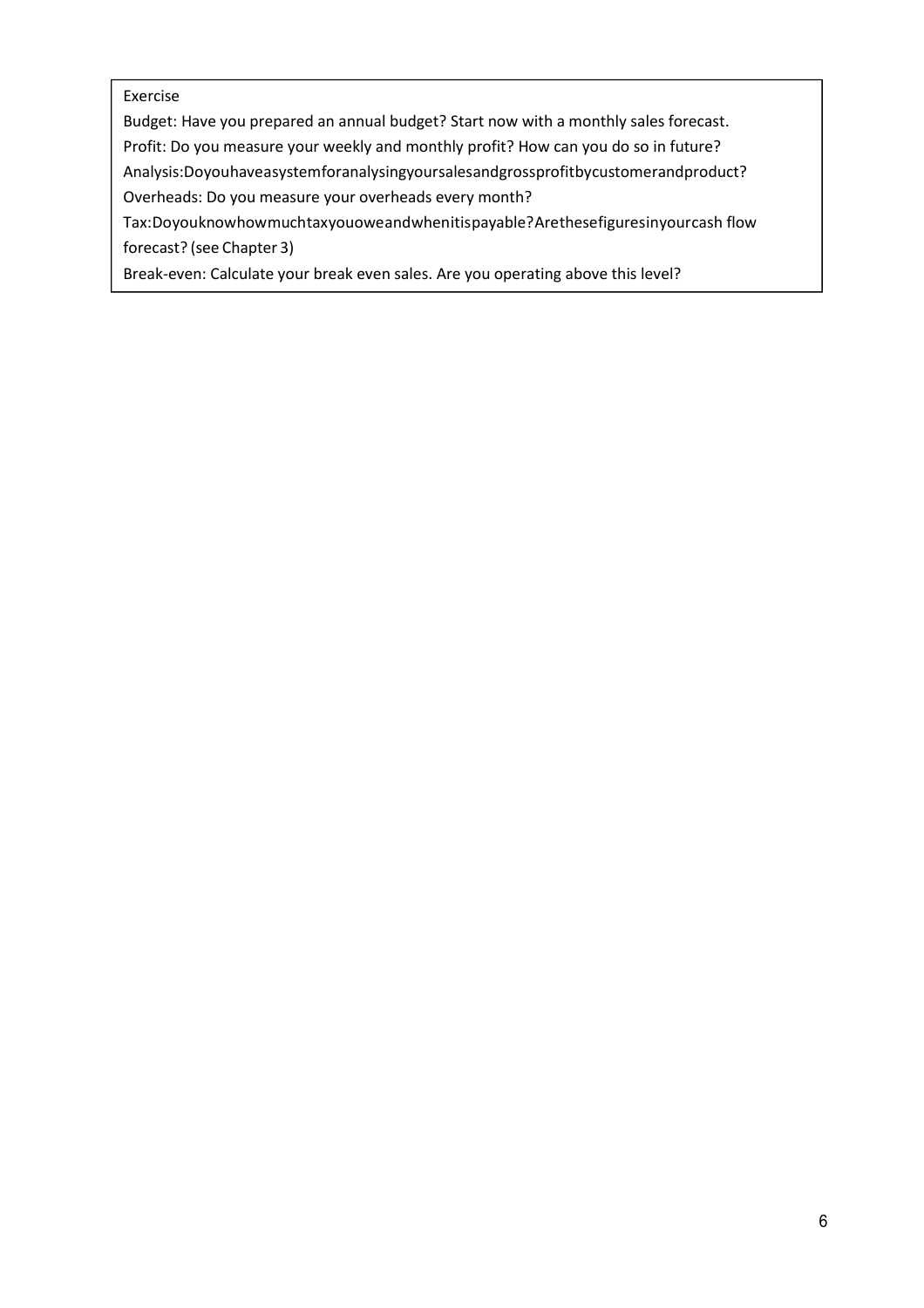Exercise

Budget: Have you prepared an annual budget? Start now with a monthly sales forecast.

Profit: Do you measure your weekly and monthly profit? How can you do so in future?

Analysis: Do you have a system for analysing your sales and gross profit by customer and product?

Overheads: Do you measure your overheads every month?

Tax: Do you know how much tax you owe and when it is payable? Are these figures in your cash flow forecast? (see Chapter 3)

Break-even: Calculate your break even sales. Are you operating above this level?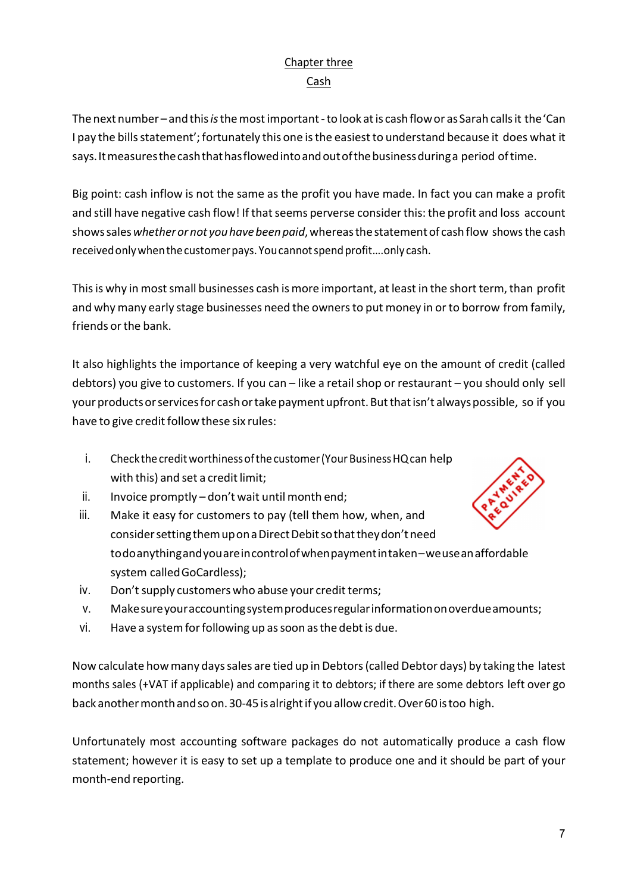# Chapter three

## Cash

The next number – and this *is* the most important - to look at is cash flow or as Sarah calls it the 'Can I pay the bills statement'; fortunately this one is the easiest to understand because it does what it says. It measures the cash that has flowed into and out of the business during a period of time.

Big point: cash inflow is not the same as the profit you have made. In fact you can make a profit and still have negative cash flow! If that seems perverse consider this: the profit and loss account shows sales *whether or not you have been paid*, whereas the statement of cash flow shows the cash received only when the customer pays. You cannot spend profit….only cash.

This is why in most small businesses cash is more important, at least in the short term, than profit and why many early stage businesses need the owners to put money in or to borrow from family, friends or the bank.

It also highlights the importance of keeping a very watchful eye on the amount of credit (called debtors) you give to customers. If you can – like a retail shop or restaurant – you should only sell your products or services for cash or take payment upfront. But that isn't always possible, so if you have to give credit follow these six rules:

i. Check the credit worthiness of the customer (Your Business HQ can help with this) and set a credit limit;
ii. Invoice promptly – don't wait until month end;
iii. Make it easy for customers to pay (tell them how, when, and consider setting them up on a Direct Debit so that they don't need to do anything and you are in control of when payment in taken – we use an affordable system called GoCardless);
iv. Don't supply customers who abuse your credit terms;
v. Make sure your accounting system produces regular information on overdue amounts;
vi. Have a system for following up as soon as the debt is due.

Now calculate how many days sales are tied up in Debtors (called Debtor days) by taking the latest months sales (+VAT if applicable) and comparing it to debtors; if there are some debtors left over go back another month and so on. 30-45 is alright if you allow credit. Over 60 is too high.

Unfortunately most accounting software packages do not automatically produce a cash flow statement; however it is easy to set up a template to produce one and it should be part of your month-end reporting.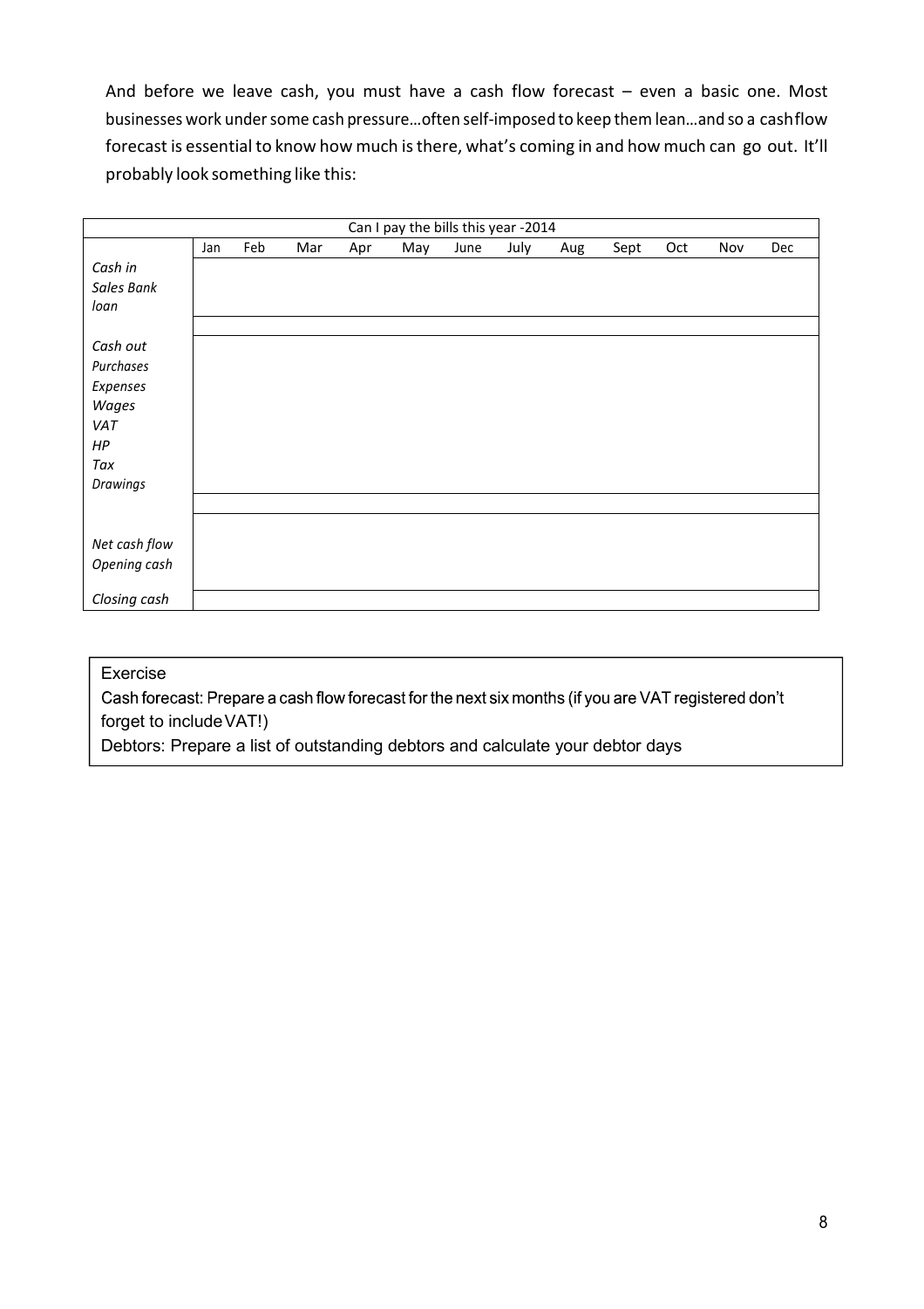And before we leave cash, you must have a cash flow forecast – even a basic one. Most businesses work under some cash pressure…often self-imposed to keep them lean…and so a cashflow forecast is essential to know how much is there, what's coming in and how much can go out. It'll probably look something like this:

| Can I pay the bills this year -2014 | | | | | | | | | | | | |
|---|---|---|---|---|---|---|---|---|---|---|---|---|
| | Jan | Feb | Mar | Apr | May | June | July | Aug | Sept | Oct | Nov | Dec |
| *Cash in* | | | | | | | | | | | | |
| *Sales Bank loan* | | | | | | | | | | | | |
| | | | | | | | | | | | | |
| *Cash out* | | | | | | | | | | | | |
| *Purchases* | | | | | | | | | | | | |
| *Expenses* | | | | | | | | | | | | |
| *Wages* | | | | | | | | | | | | |
| *VAT* | | | | | | | | | | | | |
| *HP* | | | | | | | | | | | | |
| *Tax* | | | | | | | | | | | | |
| *Drawings* | | | | | | | | | | | | |
| | | | | | | | | | | | | |
| *Net cash flow* | | | | | | | | | | | | |
| *Opening cash* | | | | | | | | | | | | |
| *Closing cash* | | | | | | | | | | | | |

Exercise

Cash forecast: Prepare a cash flow forecast for the next six months (if you are VAT registered don't forget to include VAT!)

Debtors: Prepare a list of outstanding debtors and calculate your debtor days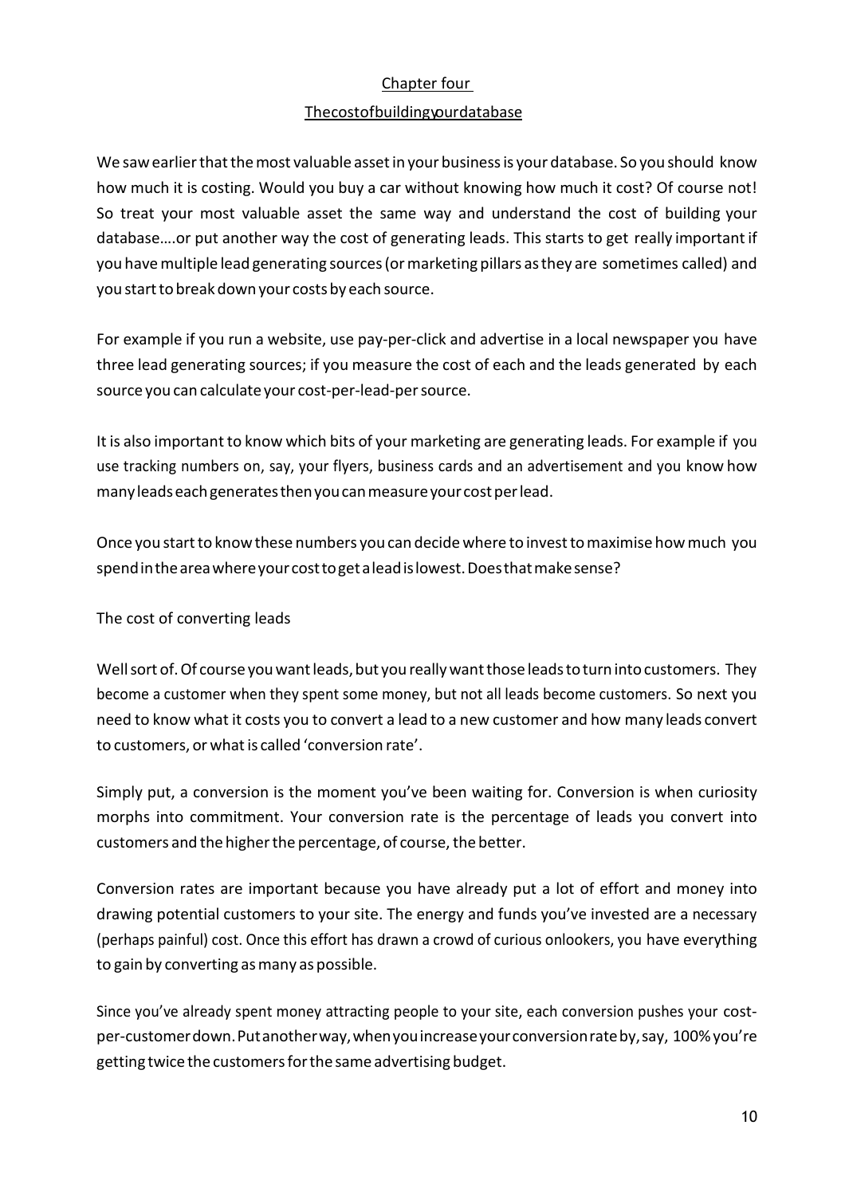## Chapter four

## The cost of building your database

We saw earlier that the most valuable asset in your business is your database. So you should know how much it is costing. Would you buy a car without knowing how much it cost? Of course not! So treat your most valuable asset the same way and understand the cost of building your database….or put another way the cost of generating leads. This starts to get really important if you have multiple lead generating sources (or marketing pillars as they are sometimes called) and you start to break down your costs by each source.

For example if you run a website, use pay-per-click and advertise in a local newspaper you have three lead generating sources; if you measure the cost of each and the leads generated by each source you can calculate your cost-per-lead-per source.

It is also important to know which bits of your marketing are generating leads. For example if you use tracking numbers on, say, your flyers, business cards and an advertisement and you know how many leads each generates then you can measure your cost per lead.

Once you start to know these numbers you can decide where to invest to maximise how much you spend in the area where your cost to get a lead is lowest. Does that make sense?

The cost of converting leads

Well sort of. Of course you want leads, but you really want those leads to turn into customers. They become a customer when they spent some money, but not all leads become customers. So next you need to know what it costs you to convert a lead to a new customer and how many leads convert to customers, or what is called 'conversion rate'.

Simply put, a conversion is the moment you've been waiting for. Conversion is when curiosity morphs into commitment. Your conversion rate is the percentage of leads you convert into customers and the higher the percentage, of course, the better.

Conversion rates are important because you have already put a lot of effort and money into drawing potential customers to your site. The energy and funds you've invested are a necessary (perhaps painful) cost. Once this effort has drawn a crowd of curious onlookers, you have everything to gain by converting as many as possible.

Since you've already spent money attracting people to your site, each conversion pushes your cost-per-customer down. Put another way, when you increase your conversion rate by, say, 100% you're getting twice the customers for the same advertising budget.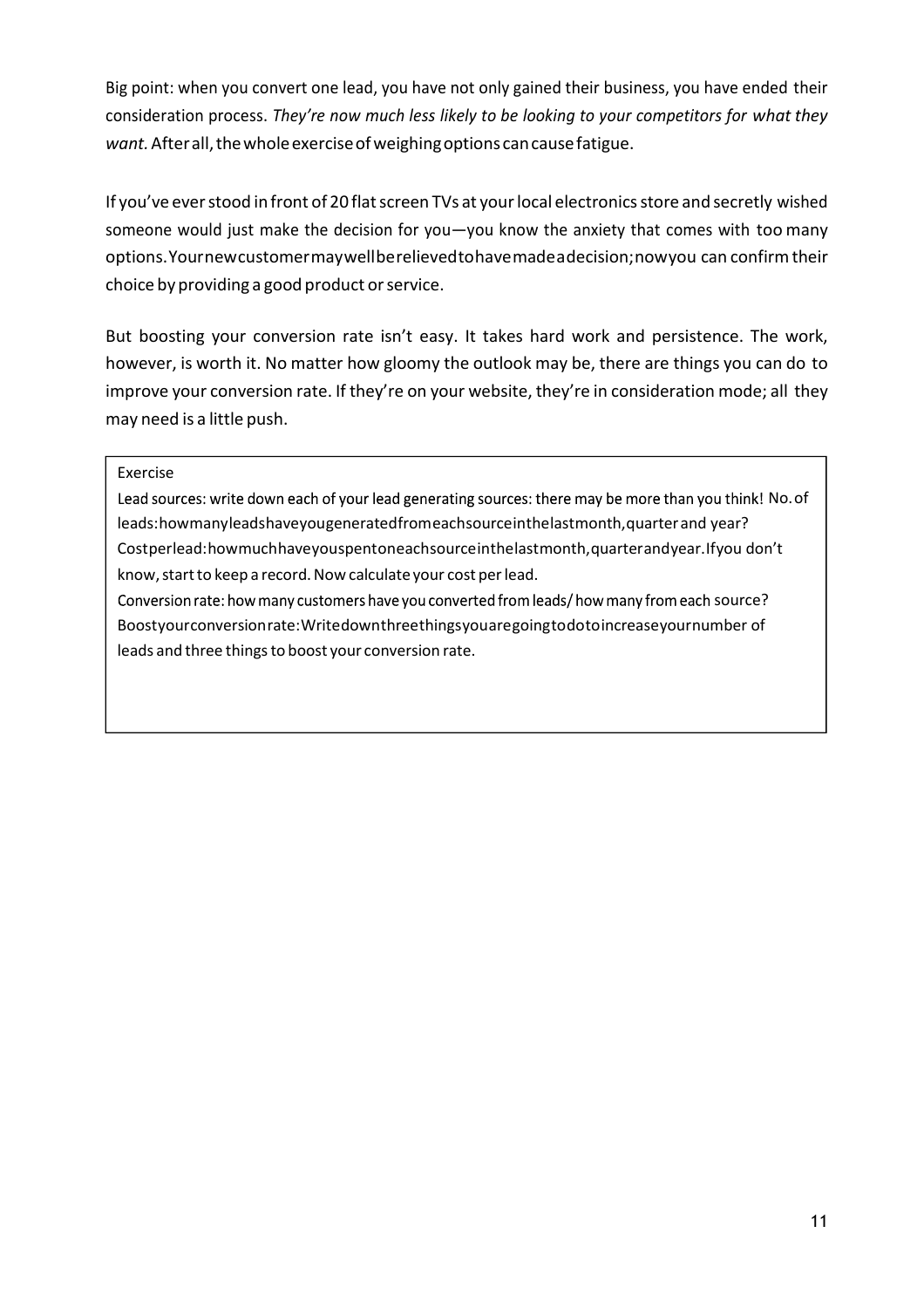Big point: when you convert one lead, you have not only gained their business, you have ended their consideration process. *They're now much less likely to be looking to your competitors for what they want.* After all, the whole exercise of weighing options can cause fatigue.

If you've ever stood in front of 20 flat screen TVs at your local electronics store and secretly wished someone would just make the decision for you—you know the anxiety that comes with too many options. Your new customer may well be relieved to have made a decision; now you can confirm their choice by providing a good product or service.

But boosting your conversion rate isn't easy. It takes hard work and persistence. The work, however, is worth it. No matter how gloomy the outlook may be, there are things you can do to improve your conversion rate. If they're on your website, they're in consideration mode; all they may need is a little push.

> Exercise
>
> Lead sources: write down each of your lead generating sources: there may be more than you think! No. of leads: how many leads have you generated from each source in the last month, quarter and year?
> Cost per lead: how much have you spent on each source in the last month, quarter and year. If you don't know, start to keep a record. Now calculate your cost per lead.
> Conversion rate: how many customers have you converted from leads/ how many from each source?
> Boost your conversion rate: Write down three things you are going to do to increase your number of leads and three things to boost your conversion rate.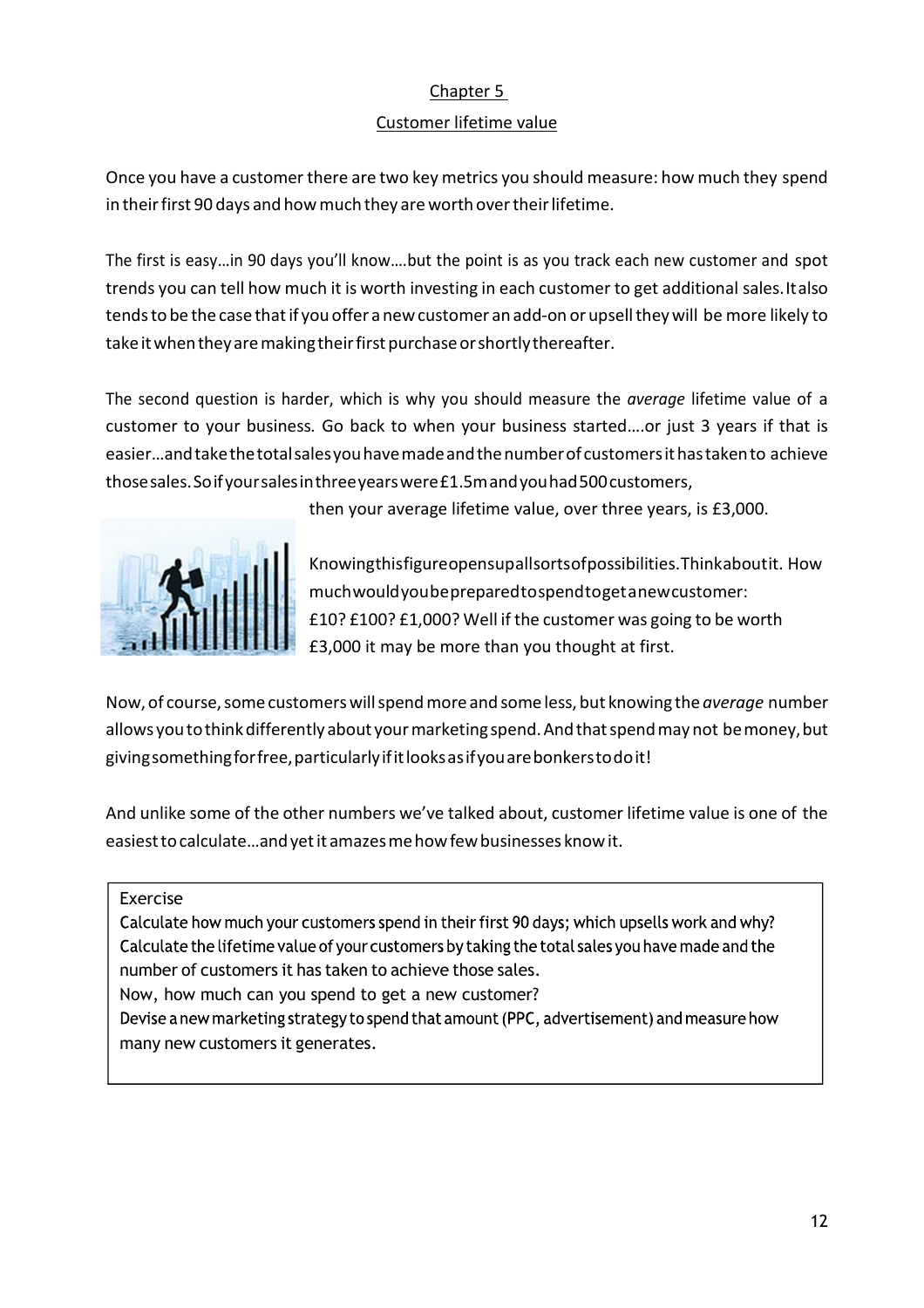## Chapter 5

## Customer lifetime value

Once you have a customer there are two key metrics you should measure: how much they spend in their first 90 days and how much they are worth over their lifetime.

The first is easy…in 90 days you'll know….but the point is as you track each new customer and spot trends you can tell how much it is worth investing in each customer to get additional sales. It also tends to be the case that if you offer a new customer an add-on or upsell they will be more likely to take it when they are making their first purchase or shortly thereafter.

The second question is harder, which is why you should measure the *average* lifetime value of a customer to your business. Go back to when your business started….or just 3 years if that is easier…and take the total sales you have made and the number of customers it has taken to achieve those sales. So if your sales in three years were £1.5m and you had 500 customers, then your average lifetime value, over three years, is £3,000.

Knowing this figure opens up all sorts of possibilities. Think about it. How much would you be prepared to spend to get a new customer: £10? £100? £1,000? Well if the customer was going to be worth £3,000 it may be more than you thought at first.

Now, of course, some customers will spend more and some less, but knowing the *average* number allows you to think differently about your marketing spend. And that spend may not be money, but giving something for free, particularly if it looks as if you are bonkers to do it!

And unlike some of the other numbers we've talked about, customer lifetime value is one of the easiest to calculate…and yet it amazes me how few businesses know it.

> Exercise
>
> Calculate how much your customers spend in their first 90 days; which upsells work and why?
> Calculate the lifetime value of your customers by taking the total sales you have made and the number of customers it has taken to achieve those sales.
> Now, how much can you spend to get a new customer?
> Devise a new marketing strategy to spend that amount (PPC, advertisement) and measure how many new customers it generates.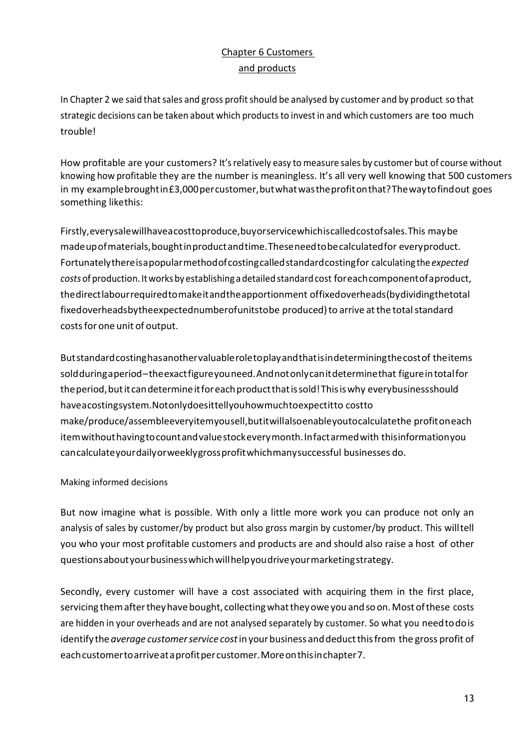## Chapter 6 Customers and products

In Chapter 2 we said that sales and gross profit should be analysed by customer and by product so that strategic decisions can be taken about which products to invest in and which customers are too much trouble!

How profitable are your customers? It's relatively easy to measure sales by customer but of course without knowing how profitable they are the number is meaningless. It's all very well knowing that 500 customers in my example brought in £3,000 per customer, but what was the profit on that? The way to find out goes something like this:

Firstly, every sale will have a cost to produce, buy or service which is called cost of sales. This may be made up of materials, bought in product and time. These need to be calculated for every product. Fortunately there is a popular method of costing called standard costing for calculating the *expected costs* of production. It works by establishing a detailed standard cost for each component of a product, the direct labour required to make it and the apportionment of fixed overheads (by dividing the total fixed overheads by the expected number of units to be produced) to arrive at the total standard costs for one unit of output.

But standard costing has another valuable role to play and that is in determining the cost of the items sold during a period – the exact figure you need. And not only can it determine that figure in total for the period, but it can determine it for each product that is sold! This is why every business should have a costing system. Not only does it tell you how much to expect it to cost to make/produce/assemble every item you sell, but it will also enable you to calculate the profit on each item without having to count and value stock every month. In fact armed with this information you can calculate your daily or weekly gross profit which many successful businesses do.

### Making informed decisions

But now imagine what is possible. With only a little more work you can produce not only an analysis of sales by customer/by product but also gross margin by customer/by product. This will tell you who your most profitable customers and products are and should also raise a host of other questions about your business which will help you drive your marketing strategy.

Secondly, every customer will have a cost associated with acquiring them in the first place, servicing them after they have bought, collecting what they owe you and so on. Most of these costs are hidden in your overheads and are not analysed separately by customer. So what you need to do is identify the *average customer service cost* in your business and deduct this from the gross profit of each customer to arrive at a profit per customer. More on this in chapter 7.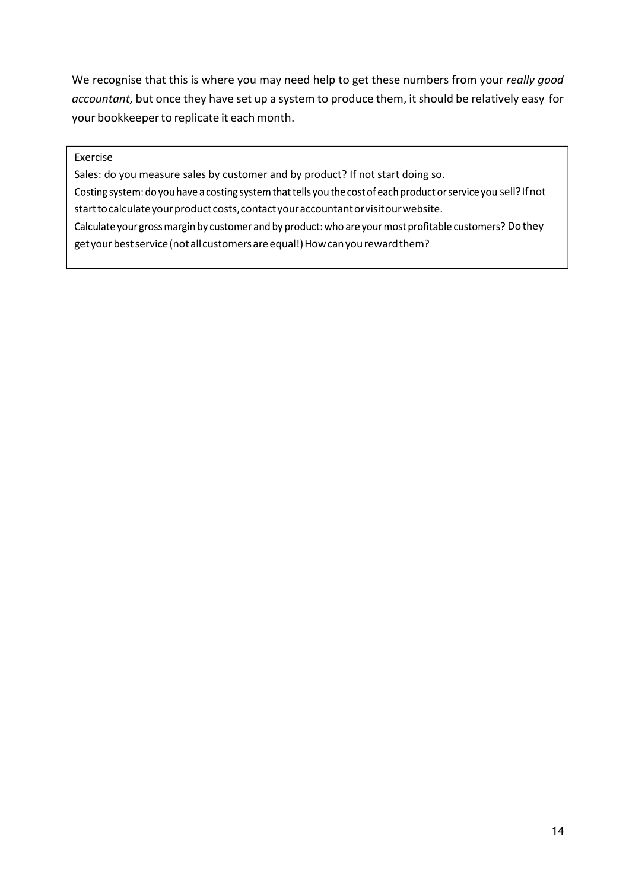We recognise that this is where you may need help to get these numbers from your *really good accountant,* but once they have set up a system to produce them, it should be relatively easy for your bookkeeper to replicate it each month.

> Exercise
>
> Sales: do you measure sales by customer and by product? If not start doing so.
>
> Costing system: do you have a costing system that tells you the cost of each product or service you sell? If not start to calculate your product costs, contact your accountant or visit our website.
>
> Calculate your gross margin by customer and by product: who are your most profitable customers? Do they get your best service (not all customers are equal!) How can you reward them?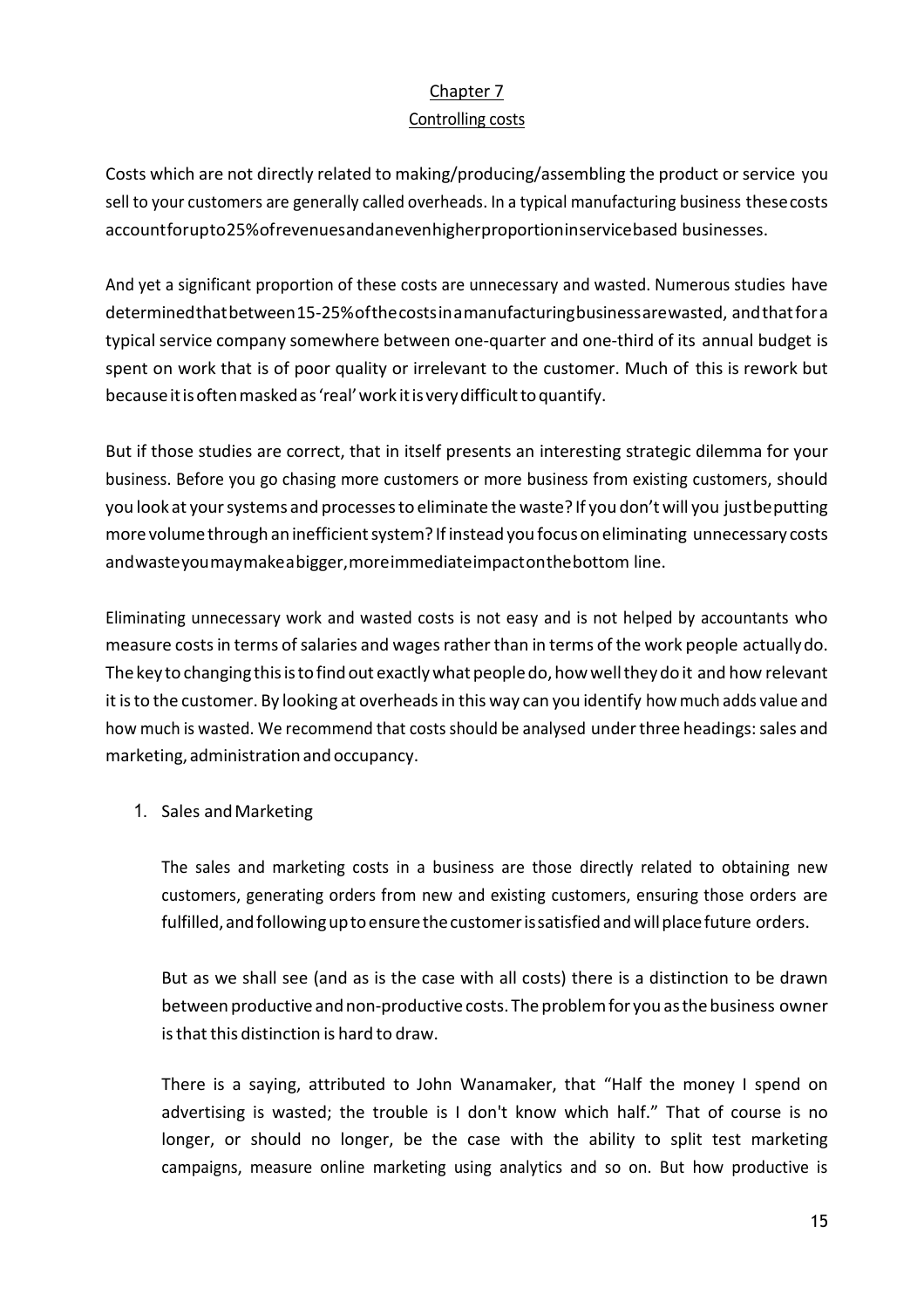# Chapter 7

## Controlling costs

Costs which are not directly related to making/producing/assembling the product or service you sell to your customers are generally called overheads. In a typical manufacturing business these costs account for up to 25% of revenues and an even higher proportion in service based businesses.

And yet a significant proportion of these costs are unnecessary and wasted. Numerous studies have determined that between 15-25% of the costs in a manufacturing business are wasted, and that for a typical service company somewhere between one-quarter and one-third of its annual budget is spent on work that is of poor quality or irrelevant to the customer. Much of this is rework but because it is often masked as 'real' work it is very difficult to quantify.

But if those studies are correct, that in itself presents an interesting strategic dilemma for your business. Before you go chasing more customers or more business from existing customers, should you look at your systems and processes to eliminate the waste? If you don't will you just be putting more volume through an inefficient system? If instead you focus on eliminating unnecessary costs and waste you may make a bigger, more immediate impact on the bottom line.

Eliminating unnecessary work and wasted costs is not easy and is not helped by accountants who measure costs in terms of salaries and wages rather than in terms of the work people actually do. The key to changing this is to find out exactly what people do, how well they do it and how relevant it is to the customer. By looking at overheads in this way can you identify how much adds value and how much is wasted. We recommend that costs should be analysed under three headings: sales and marketing, administration and occupancy.

1. Sales and Marketing

   The sales and marketing costs in a business are those directly related to obtaining new customers, generating orders from new and existing customers, ensuring those orders are fulfilled, and following up to ensure the customer is satisfied and will place future orders.

   But as we shall see (and as is the case with all costs) there is a distinction to be drawn between productive and non-productive costs. The problem for you as the business owner is that this distinction is hard to draw.

   There is a saying, attributed to John Wanamaker, that "Half the money I spend on advertising is wasted; the trouble is I don't know which half." That of course is no longer, or should no longer, be the case with the ability to split test marketing campaigns, measure online marketing using analytics and so on. But how productive is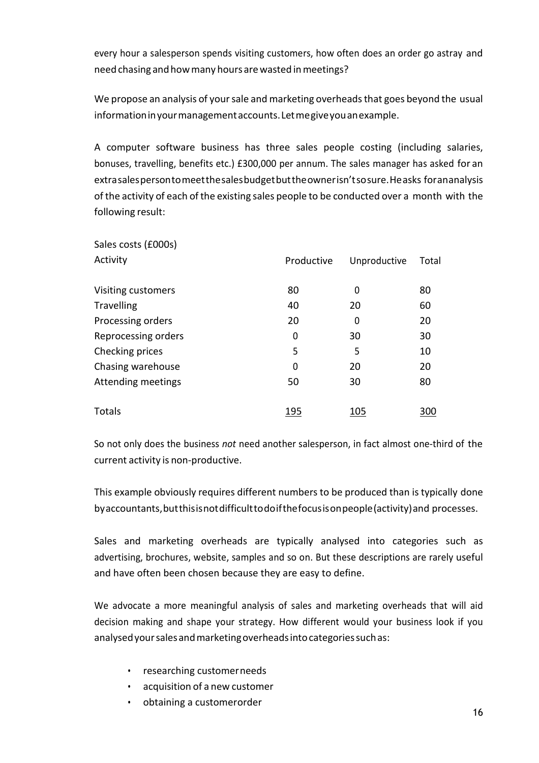every hour a salesperson spends visiting customers, how often does an order go astray and need chasing and how many hours are wasted in meetings?

We propose an analysis of your sale and marketing overheads that goes beyond the usual information in your management accounts. Let me give you an example.

A computer software business has three sales people costing (including salaries, bonuses, travelling, benefits etc.) £300,000 per annum. The sales manager has asked for an extra salesperson to meet the sales budget but the owner isn't so sure. He asks for an analysis of the activity of each of the existing sales people to be conducted over a month with the following result:

Sales costs (£000s)

| Activity | Productive | Unproductive | Total |
|---|---|---|---|
| Visiting customers | 80 | 0 | 80 |
| Travelling | 40 | 20 | 60 |
| Processing orders | 20 | 0 | 20 |
| Reprocessing orders | 0 | 30 | 30 |
| Checking prices | 5 | 5 | 10 |
| Chasing warehouse | 0 | 20 | 20 |
| Attending meetings | 50 | 30 | 80 |
| Totals | 195 | 105 | 300 |

So not only does the business *not* need another salesperson, in fact almost one-third of the current activity is non-productive.

This example obviously requires different numbers to be produced than is typically done by accountants, but this is not difficult to do if the focus is on people (activity) and processes.

Sales and marketing overheads are typically analysed into categories such as advertising, brochures, website, samples and so on. But these descriptions are rarely useful and have often been chosen because they are easy to define.

We advocate a more meaningful analysis of sales and marketing overheads that will aid decision making and shape your strategy. How different would your business look if you analysed your sales and marketing overheads into categories such as:

- researching customer needs
- acquisition of a new customer
- obtaining a customer order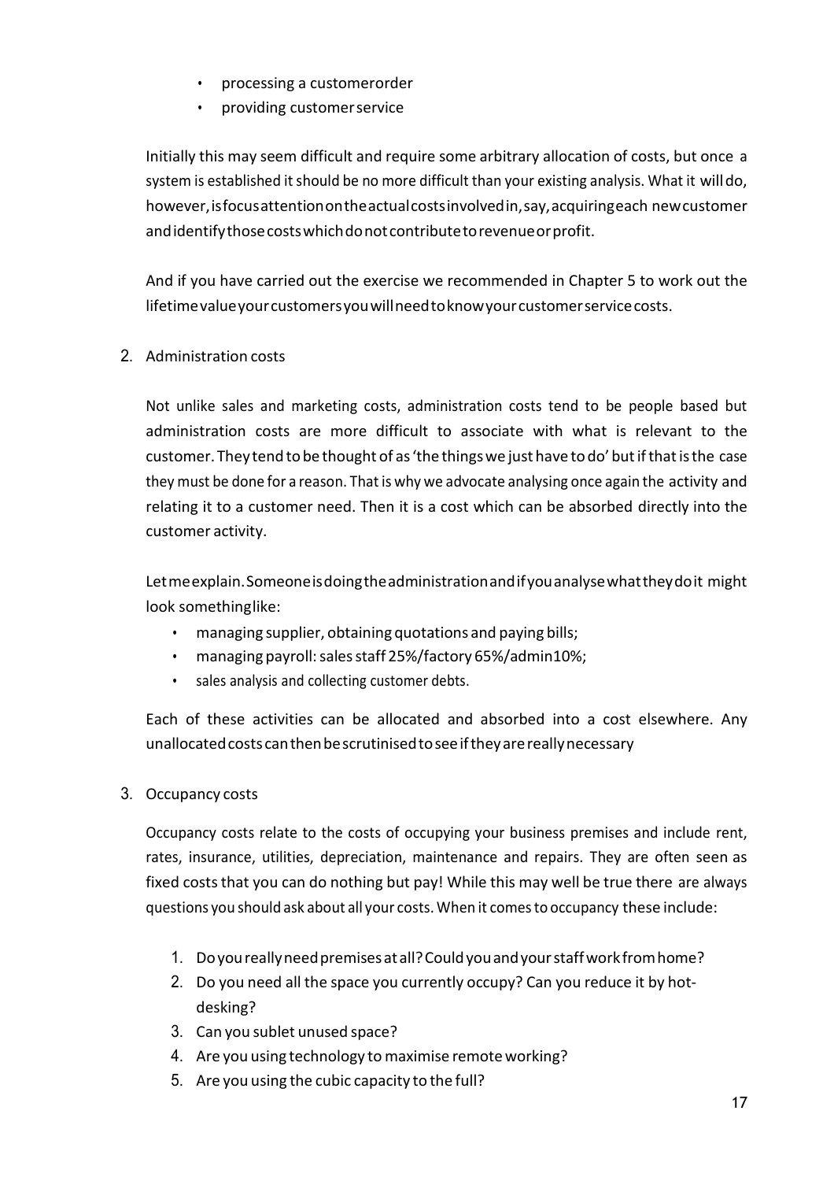- processing a customerorder
- providing customerservice

Initially this may seem difficult and require some arbitrary allocation of costs, but once a system is established it should be no more difficult than your existing analysis. What it will do, however, is focus attention on the actual costs involved in, say, acquiring each new customer and identify those costs which do not contribute to revenue or profit.

And if you have carried out the exercise we recommended in Chapter 5 to work out the lifetime value your customers you will need to know your customer service costs.

2. Administration costs

Not unlike sales and marketing costs, administration costs tend to be people based but administration costs are more difficult to associate with what is relevant to the customer. They tend to be thought of as 'the things we just have to do' but if that is the case they must be done for a reason. That is why we advocate analysing once again the activity and relating it to a customer need. Then it is a cost which can be absorbed directly into the customer activity.

Let me explain. Someone is doing the administration and if you analyse what they do it might look somethinglike:

- managing supplier, obtaining quotations and paying bills;
- managing payroll: sales staff 25%/factory 65%/admin10%;
- sales analysis and collecting customer debts.

Each of these activities can be allocated and absorbed into a cost elsewhere. Any unallocated costs can then be scrutinised to see if they are really necessary

3. Occupancy costs

Occupancy costs relate to the costs of occupying your business premises and include rent, rates, insurance, utilities, depreciation, maintenance and repairs. They are often seen as fixed costs that you can do nothing but pay! While this may well be true there are always questions you should ask about all your costs. When it comes to occupancy these include:

1. Do you really need premises at all? Could you and your staff work from home?
2. Do you need all the space you currently occupy? Can you reduce it by hot-desking?
3. Can you sublet unused space?
4. Are you using technology to maximise remote working?
5. Are you using the cubic capacity to the full?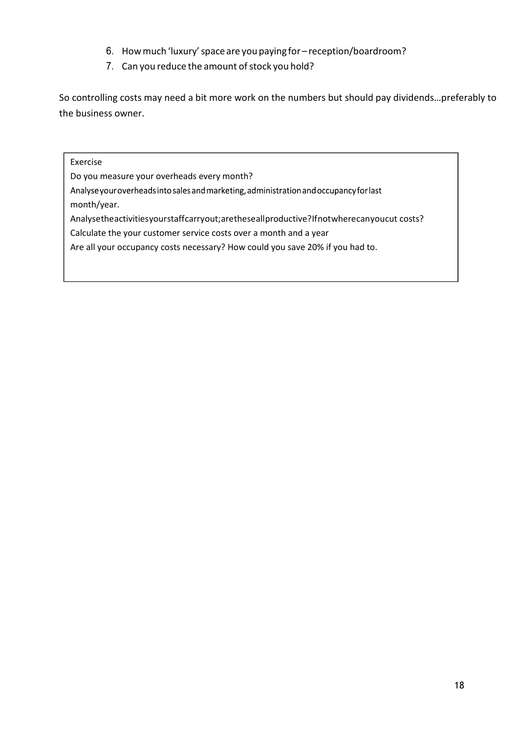6. How much 'luxury' space are you paying for – reception/boardroom?
7. Can you reduce the amount of stock you hold?

So controlling costs may need a bit more work on the numbers but should pay dividends…preferably to the business owner.

> Exercise
>
> Do you measure your overheads every month?
>
> Analyse your overheads into sales and marketing, administration and occupancy for last month/year.
>
> Analyse the activities your staff carry out; are these all productive? If not where can you cut costs?
>
> Calculate the your customer service costs over a month and a year
>
> Are all your occupancy costs necessary? How could you save 20% if you had to.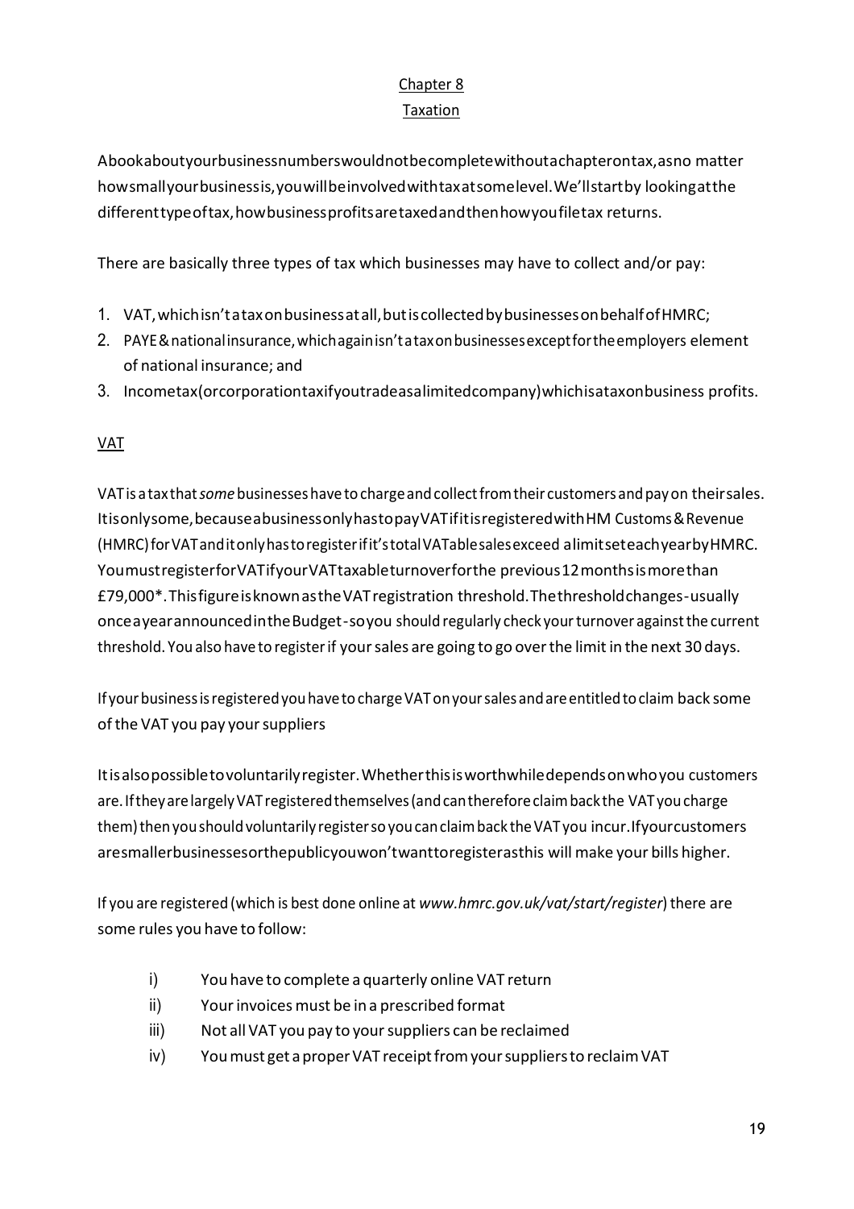# Chapter 8

## Taxation

A book about your business numbers would not be complete without a chapter on tax, as no matter how small your business is, you will be involved with tax at some level. We'll start by looking at the different type of tax, how business profits are taxed and then how you file tax returns.

There are basically three types of tax which businesses may have to collect and/or pay:

1. VAT, which isn't a tax on business at all, but is collected by businesses on behalf of HMRC;
2. PAYE & national insurance, which again isn't a tax on businesses except for the employers element of national insurance; and
3. Income tax (or corporation tax if you trade as a limited company) which is a tax on business profits.

### VAT

VAT is a tax that *some* businesses have to charge and collect from their customers and pay on their sales. It is only some, because a business only has to pay VAT if it is registered with HM Customs & Revenue (HMRC) for VAT and it only has to register if it's total VATable sales exceed a limit set each year by HMRC. You must register for VAT if your VAT taxable turnover for the previous 12 months is more than £79,000*. This figure is known as the VAT registration threshold. The threshold changes - usually once a year announced in the Budget - so you should regularly check your turnover against the current threshold. You also have to register if your sales are going to go over the limit in the next 30 days.

If your business is registered you have to charge VAT on your sales and are entitled to claim back some of the VAT you pay your suppliers

It is also possible to voluntarily register. Whether this is worthwhile depends on who you customers are. If they are largely VAT registered themselves (and can therefore claim back the VAT you charge them) then you should voluntarily register so you can claim back the VAT you incur. If your customers are smaller businesses or the public you won't want to register as this will make your bills higher.

If you are registered (which is best done online at *www.hmrc.gov.uk/vat/start/register*) there are some rules you have to follow:

i) You have to complete a quarterly online VAT return
ii) Your invoices must be in a prescribed format
iii) Not all VAT you pay to your suppliers can be reclaimed
iv) You must get a proper VAT receipt from your suppliers to reclaim VAT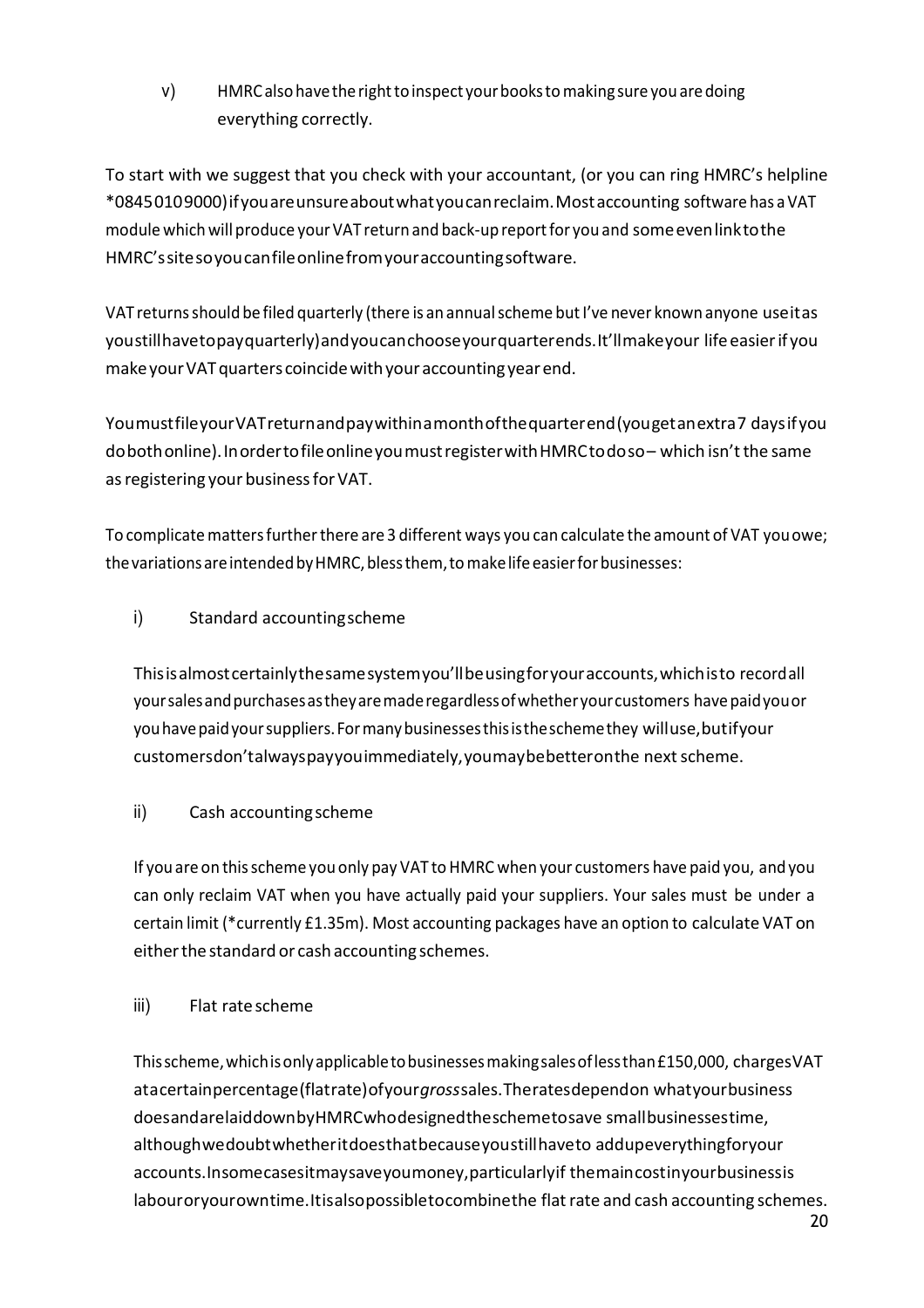v) HMRC also have the right to inspect your books to making sure you are doing everything correctly.

To start with we suggest that you check with your accountant, (or you can ring HMRC's helpline *08450109000) if you are unsure about what you can reclaim. Most accounting software has a VAT module which will produce your VAT return and back-up report for you and some even link to the HMRC's site so you can file online from your accounting software.

VAT returns should be filed quarterly (there is an annual scheme but I've never known anyone use it as you still have to pay quarterly) and you can choose your quarter ends. It'll make your life easier if you make your VAT quarters coincide with your accounting year end.

You must file your VAT return and pay within a month of the quarter end (you get an extra 7 days if you do both online). In order to file online you must register with HMRC to do so – which isn't the same as registering your business for VAT.

To complicate matters further there are 3 different ways you can calculate the amount of VAT you owe; the variations are intended by HMRC, bless them, to make life easier for businesses:

i) Standard accounting scheme

This is almost certainly the same system you'll be using for your accounts, which is to record all your sales and purchases as they are made regardless of whether your customers have paid you or you have paid your suppliers. For many businesses this is the scheme they will use, but if your customers don't always pay you immediately, you may be better on the next scheme.

ii) Cash accounting scheme

If you are on this scheme you only pay VAT to HMRC when your customers have paid you, and you can only reclaim VAT when you have actually paid your suppliers. Your sales must be under a certain limit (*currently £1.35m). Most accounting packages have an option to calculate VAT on either the standard or cash accounting schemes.

iii) Flat rate scheme

This scheme, which is only applicable to businesses making sales of less than £150,000, charges VAT at a certain percentage (flat rate) of your *gross* sales. The rates depend on what your business does and are laid down by HMRC who designed the scheme to save small businesses time, although we doubt whether it does that because you still have to add up everything for your accounts. In some cases it may save you money, particularly if the main cost in your business is labour or your own time. It is also possible to combine the flat rate and cash accounting schemes.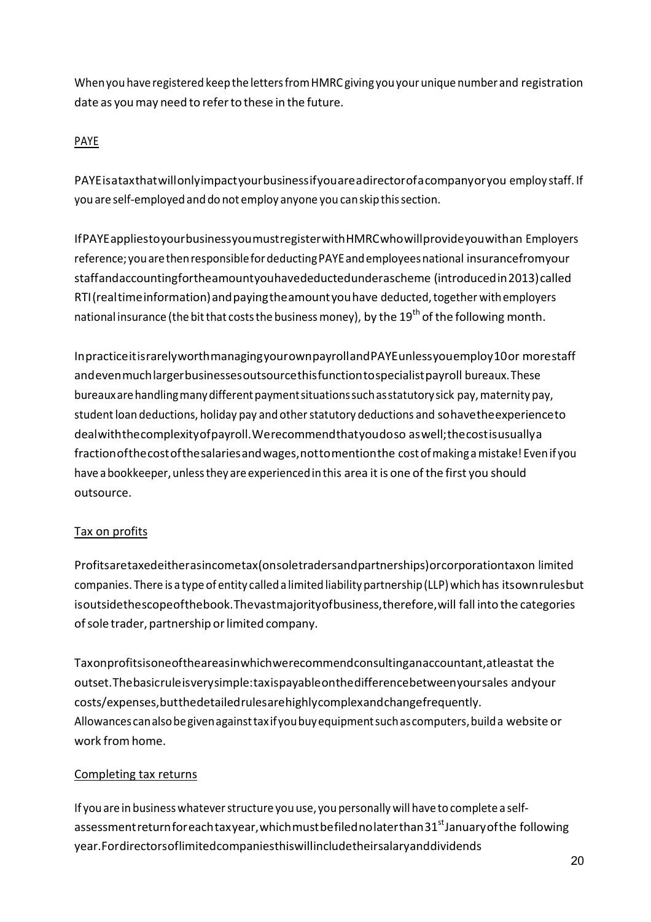When you have registered keep the letters from HMRC giving you your unique number and registration date as you may need to refer to these in the future.

## PAYE

PAYE is a tax that will only impact your business if you are a director of a company or you employ staff. If you are self-employed and do not employ anyone you can skip this section.

If PAYE applies to your business you must register with HMRC who will provide you with an Employers reference; you are then responsible for deducting PAYE and employees national insurance from your staff and accounting for the amount you have deducted under a scheme (introduced in 2013) called RTI (real time information) and paying the amount you have deducted, together with employers national insurance (the bit that costs the business money), by the 19th of the following month.

In practice it is rarely worth managing your own payroll and PAYE unless you employ 10 or more staff and even much larger businesses outsource this function to specialist payroll bureaux. These bureaux are handling many different payment situations such as statutory sick pay, maternity pay, student loan deductions, holiday pay and other statutory deductions and so have the experience to deal with the complexity of payroll. We recommend that you do so as well; the cost is usually a fraction of the cost of the salaries and wages, not to mention the cost of making a mistake! Even if you have a bookkeeper, unless they are experienced in this area it is one of the first you should outsource.

## Tax on profits

Profits are taxed either as income tax (on sole traders and partnerships) or corporation tax on limited companies. There is a type of entity called a limited liability partnership (LLP) which has its own rules but is outside the scope of the book. The vast majority of business, therefore, will fall into the categories of sole trader, partnership or limited company.

Tax on profits is one of the areas in which we recommend consulting an accountant, at least at the outset. The basic rule is very simple: tax is payable on the difference between your sales and your costs/expenses, but the detailed rules are highly complex and change frequently. Allowances can also be given against tax if you buy equipment such as computers, build a website or work from home.

## Completing tax returns

If you are in business whatever structure you use, you personally will have to complete a self-assessment return for each tax year, which must be filed no later than 31st January of the following year. For directors of limited companies this will include their salary and dividends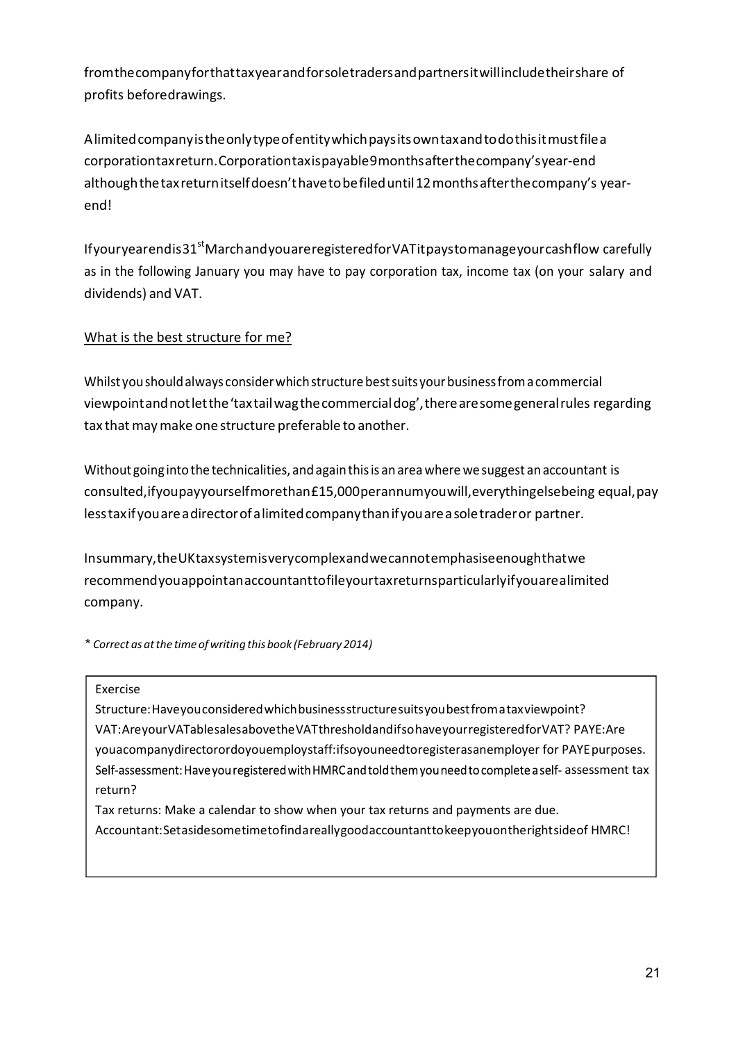from the company for that tax year and for sole traders and partners it will include their share of profits before drawings.

A limited company is the only type of entity which pays its own tax and to do this it must file a corporation tax return. Corporation tax is payable 9 months after the company's year-end although the tax return itself doesn't have to be filed until 12 months after the company's year-end!

If your year end is 31st March and you are registered for VAT it pays to manage your cash flow carefully as in the following January you may have to pay corporation tax, income tax (on your salary and dividends) and VAT.

## What is the best structure for me?

Whilst you should always consider which structure best suits your business from a commercial viewpoint and not let the 'tax tail wag the commercial dog', there are some general rules regarding tax that may make one structure preferable to another.

Without going into the technicalities, and again this is an area where we suggest an accountant is consulted, if you pay yourself more than £15,000 per annum you will, everything else being equal, pay less tax if you are a director of a limited company than if you are a sole trader or partner.

In summary, the UK tax system is very complex and we cannot emphasise enough that we recommend you appoint an accountant to file your tax returns particularly if you are a limited company.

*\* Correct as at the time of writing this book (February 2014)*

> Exercise
>
> Structure: Have you considered which business structure suits you best from a tax viewpoint?
> VAT: Are your VATable sales above the VAT threshold and if so have your registered for VAT? PAYE: Are you a company director or do you employ staff: if so you need to register as an employer for PAYE purposes.
> Self-assessment: Have you registered with HMRC and told them you need to complete a self- assessment tax return?
> Tax returns: Make a calendar to show when your tax returns and payments are due.
> Accountant: Set aside some time to find a really good accountant to keep you on the right side of HMRC!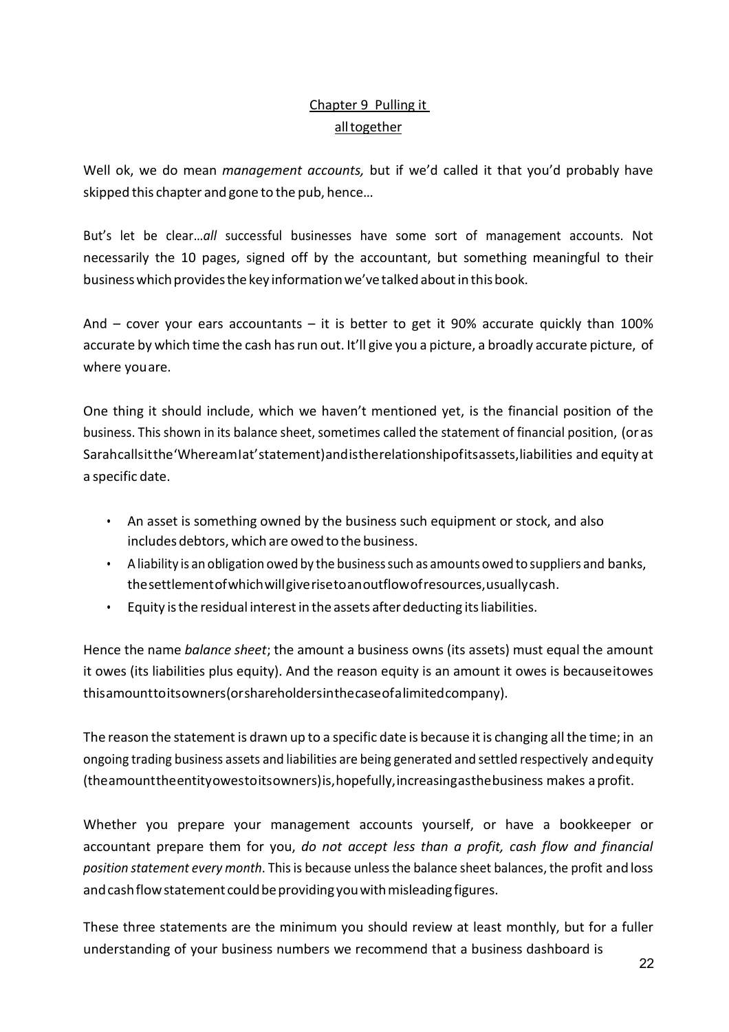# Chapter 9 Pulling it all together

Well ok, we do mean *management accounts,* but if we'd called it that you'd probably have skipped this chapter and gone to the pub, hence…

But's let be clear…*all* successful businesses have some sort of management accounts. Not necessarily the 10 pages, signed off by the accountant, but something meaningful to their business which provides the key information we've talked about in this book.

And – cover your ears accountants – it is better to get it 90% accurate quickly than 100% accurate by which time the cash has run out. It'll give you a picture, a broadly accurate picture, of where you are.

One thing it should include, which we haven't mentioned yet, is the financial position of the business. This shown in its balance sheet, sometimes called the statement of financial position, (or as Sarah calls it the 'Where am I at' statement) and is the relationship of its assets, liabilities and equity at a specific date.

- An asset is something owned by the business such equipment or stock, and also includes debtors, which are owed to the business.
- A liability is an obligation owed by the business such as amounts owed to suppliers and banks, the settlement of which will give rise to an outflow of resources, usually cash.
- Equity is the residual interest in the assets after deducting its liabilities.

Hence the name *balance sheet*; the amount a business owns (its assets) must equal the amount it owes (its liabilities plus equity). And the reason equity is an amount it owes is because it owes this amount to its owners (or shareholders in the case of a limited company).

The reason the statement is drawn up to a specific date is because it is changing all the time; in an ongoing trading business assets and liabilities are being generated and settled respectively and equity (the amount the entity owes to its owners) is, hopefully, increasing as the business makes a profit.

Whether you prepare your management accounts yourself, or have a bookkeeper or accountant prepare them for you, *do not accept less than a profit, cash flow and financial position statement every month*. This is because unless the balance sheet balances, the profit and loss and cash flow statement could be providing you with misleading figures.

These three statements are the minimum you should review at least monthly, but for a fuller understanding of your business numbers we recommend that a business dashboard is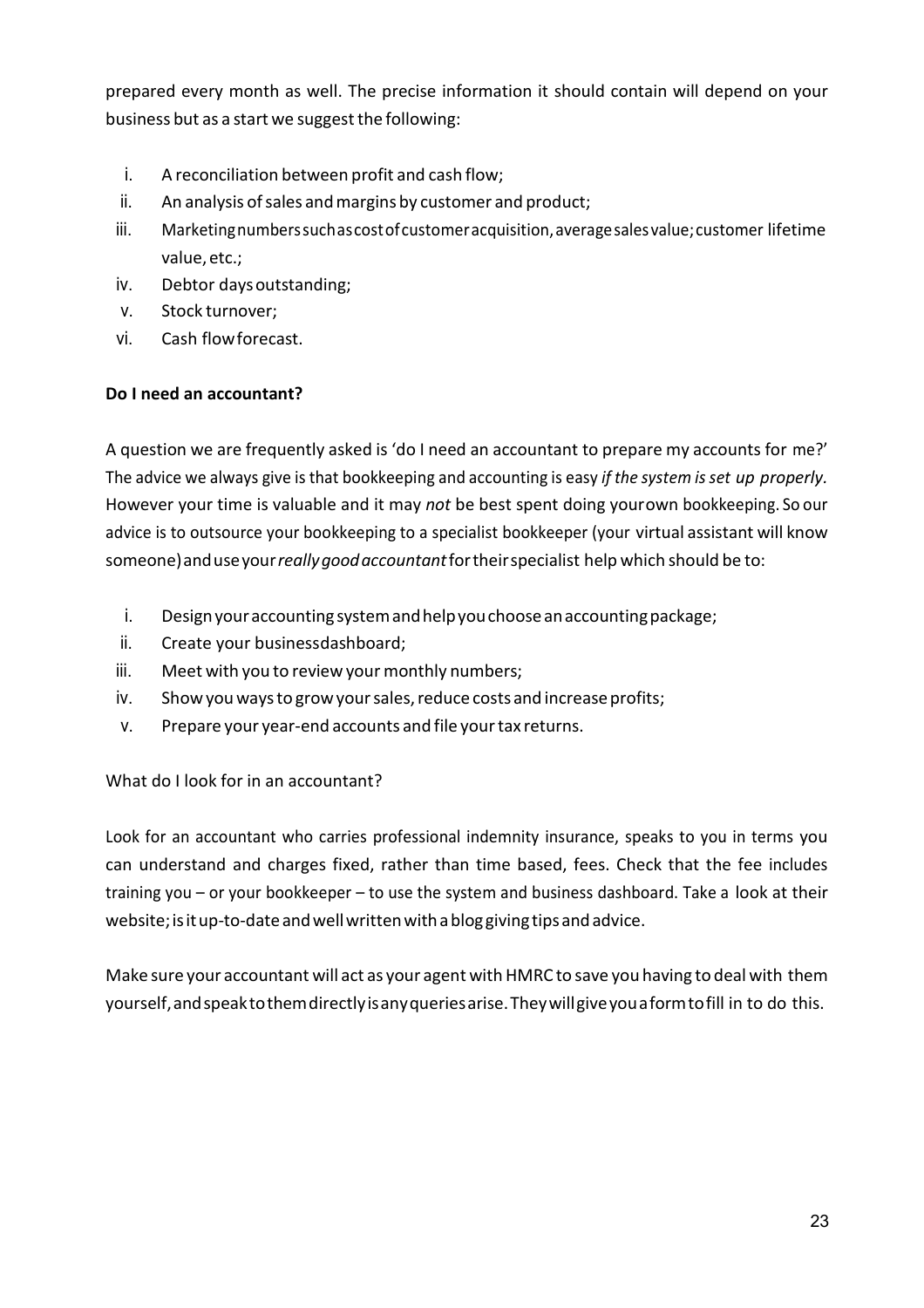prepared every month as well. The precise information it should contain will depend on your business but as a start we suggest the following:

i. A reconciliation between profit and cash flow;
ii. An analysis of sales and margins by customer and product;
iii. Marketing numbers such as cost of customer acquisition, average sales value; customer lifetime value, etc.;
iv. Debtor days outstanding;
v. Stock turnover;
vi. Cash flow forecast.

**Do I need an accountant?**

A question we are frequently asked is 'do I need an accountant to prepare my accounts for me?' The advice we always give is that bookkeeping and accounting is easy *if the system is set up properly.* However your time is valuable and it may *not* be best spent doing your own bookkeeping. So our advice is to outsource your bookkeeping to a specialist bookkeeper (your virtual assistant will know someone) and use your *really good accountant* for their specialist help which should be to:

i. Design your accounting system and help you choose an accounting package;
ii. Create your business dashboard;
iii. Meet with you to review your monthly numbers;
iv. Show you ways to grow your sales, reduce costs and increase profits;
v. Prepare your year-end accounts and file your tax returns.

What do I look for in an accountant?

Look for an accountant who carries professional indemnity insurance, speaks to you in terms you can understand and charges fixed, rather than time based, fees. Check that the fee includes training you – or your bookkeeper – to use the system and business dashboard. Take a look at their website; is it up-to-date and well written with a blog giving tips and advice.

Make sure your accountant will act as your agent with HMRC to save you having to deal with them yourself, and speak to them directly is any queries arise. They will give you a form to fill in to do this.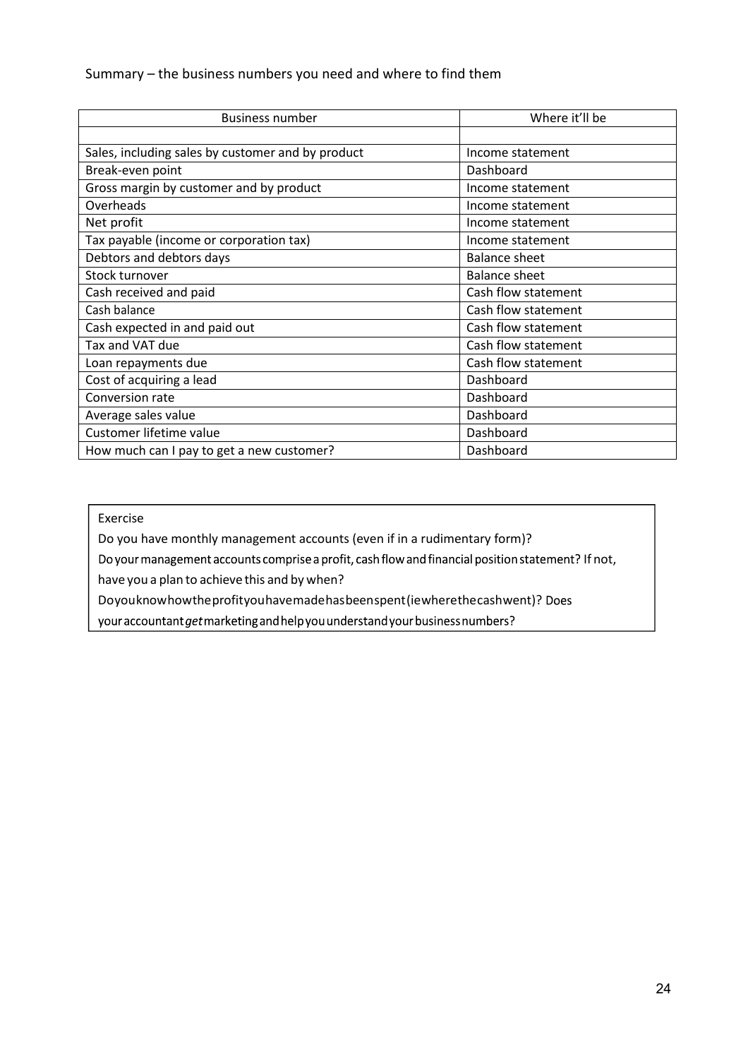Summary – the business numbers you need and where to find them

| Business number | Where it'll be |
| --- | --- |
| | |
| Sales, including sales by customer and by product | Income statement |
| Break-even point | Dashboard |
| Gross margin by customer and by product | Income statement |
| Overheads | Income statement |
| Net profit | Income statement |
| Tax payable (income or corporation tax) | Income statement |
| Debtors and debtors days | Balance sheet |
| Stock turnover | Balance sheet |
| Cash received and paid | Cash flow statement |
| Cash balance | Cash flow statement |
| Cash expected in and paid out | Cash flow statement |
| Tax and VAT due | Cash flow statement |
| Loan repayments due | Cash flow statement |
| Cost of acquiring a lead | Dashboard |
| Conversion rate | Dashboard |
| Average sales value | Dashboard |
| Customer lifetime value | Dashboard |
| How much can I pay to get a new customer? | Dashboard |

Exercise

Do you have monthly management accounts (even if in a rudimentary form)?

Do your management accounts comprise a profit, cash flow and financial position statement? If not, have you a plan to achieve this and by when?

Do you know how the profit you have made has been spent (ie where the cash went)? Does your accountant *get* marketing and help you understand your business numbers?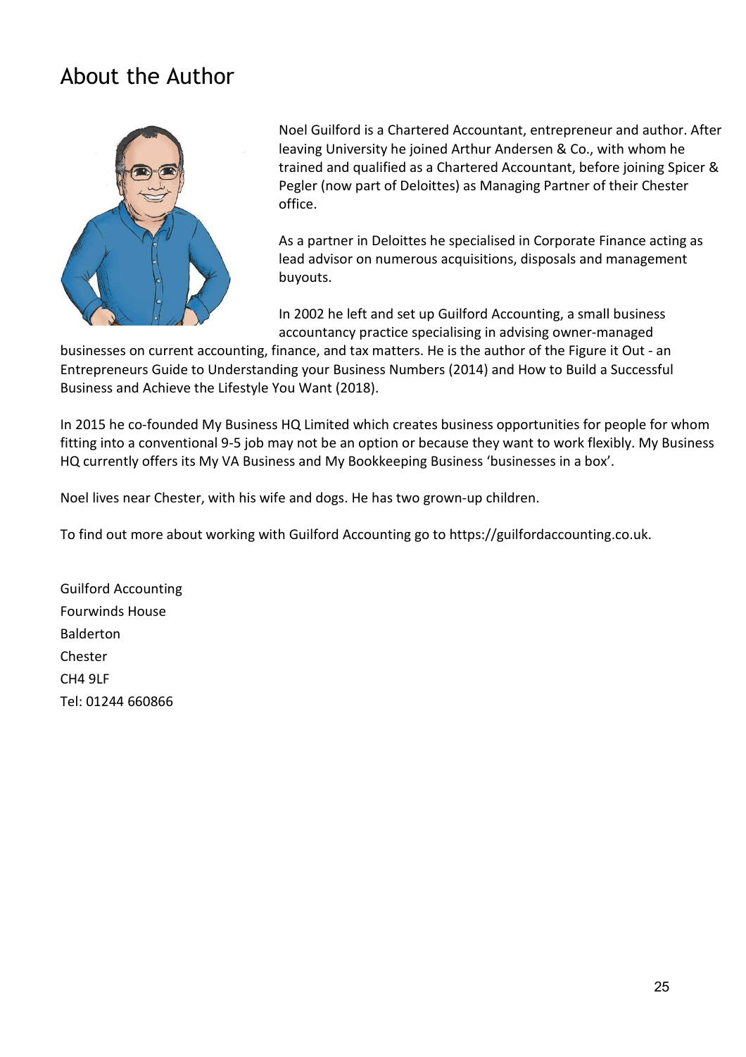## About the Author

Noel Guilford is a Chartered Accountant, entrepreneur and author. After leaving University he joined Arthur Andersen & Co., with whom he trained and qualified as a Chartered Accountant, before joining Spicer & Pegler (now part of Deloittes) as Managing Partner of their Chester office.

As a partner in Deloittes he specialised in Corporate Finance acting as lead advisor on numerous acquisitions, disposals and management buyouts.

In 2002 he left and set up Guilford Accounting, a small business accountancy practice specialising in advising owner-managed businesses on current accounting, finance, and tax matters. He is the author of the Figure it Out - an Entrepreneurs Guide to Understanding your Business Numbers (2014) and How to Build a Successful Business and Achieve the Lifestyle You Want (2018).

In 2015 he co-founded My Business HQ Limited which creates business opportunities for people for whom fitting into a conventional 9-5 job may not be an option or because they want to work flexibly. My Business HQ currently offers its My VA Business and My Bookkeeping Business 'businesses in a box'.

Noel lives near Chester, with his wife and dogs. He has two grown-up children.

To find out more about working with Guilford Accounting go to https://guilfordaccounting.co.uk.

Guilford Accounting
Fourwinds House
Balderton
Chester
CH4 9LF
Tel: 01244 660866